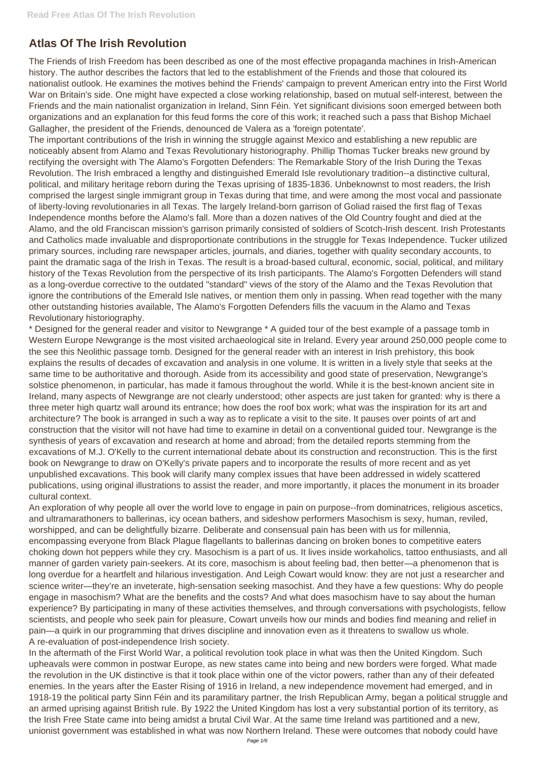# Atlas Of The Irish Revolution

The Friends of Irish Freedom has been described as one of the most effective propaganda machines in Irish-American history. The author describes the factors that led to the establishment of the Friends and those that coloured its nationalist outlook. He examines the motives behind the Friends' campaign to prevent American entry into the First World War on Britain's side. One might have expected a close working relationship, based on mutual self-interest, between the Friends and the main nationalist organization in Ireland, Sinn Féin. Yet significant divisions soon emerged between both organizations and an explanation for this feud forms the core of this work; it reached such a pass that Bishop Michael Gallagher, the president of the Friends, denounced de Valera as a 'foreign potentate'.

The important contributions of the Irish in winning the struggle against Mexico and establishing a new republic are noticeably absent from Alamo and Texas Revolutionary historiography. Phillip Thomas Tucker breaks new ground by rectifying the oversight with The Alamo's Forgotten Defenders: The Remarkable Story of the Irish During the Texas Revolution. The Irish embraced a lengthy and distinguished Emerald Isle revolutionary tradition--a distinctive cultural, political, and military heritage reborn during the Texas uprising of 1835-1836. Unbeknownst to most readers, the Irish comprised the largest single immigrant group in Texas during that time, and were among the most vocal and passionate of liberty-loving revolutionaries in all Texas. The largely Ireland-born garrison of Goliad raised the first flag of Texas Independence months before the Alamo's fall. More than a dozen natives of the Old Country fought and died at the Alamo, and the old Franciscan mission's garrison primarily consisted of soldiers of Scotch-Irish descent. Irish Protestants and Catholics made invaluable and disproportionate contributions in the struggle for Texas Independence. Tucker utilized primary sources, including rare newspaper articles, journals, and diaries, together with quality secondary accounts, to paint the dramatic saga of the Irish in Texas. The result is a broad-based cultural, economic, social, political, and military history of the Texas Revolution from the perspective of its Irish participants. The Alamo's Forgotten Defenders will stand as a long-overdue corrective to the outdated "standard" views of the story of the Alamo and the Texas Revolution that ignore the contributions of the Emerald Isle natives, or mention them only in passing. When read together with the many other outstanding histories available, The Alamo's Forgotten Defenders fills the vacuum in the Alamo and Texas Revolutionary historiography.

* Designed for the general reader and visitor to Newgrange * A guided tour of the best example of a passage tomb in Western Europe Newgrange is the most visited archaeological site in Ireland. Every year around 250,000 people come to the see this Neolithic passage tomb. Designed for the general reader with an interest in Irish prehistory, this book explains the results of decades of excavation and analysis in one volume. It is written in a lively style that seeks at the same time to be authoritative and thorough. Aside from its accessibility and good state of preservation, Newgrange's solstice phenomenon, in particular, has made it famous throughout the world. While it is the best-known ancient site in Ireland, many aspects of Newgrange are not clearly understood; other aspects are just taken for granted: why is there a three meter high quartz wall around its entrance; how does the roof box work; what was the inspiration for its art and architecture? The book is arranged in such a way as to replicate a visit to the site. It pauses over points of art and construction that the visitor will not have had time to examine in detail on a conventional guided tour. Newgrange is the synthesis of years of excavation and research at home and abroad; from the detailed reports stemming from the excavations of M.J. O'Kelly to the current international debate about its construction and reconstruction. This is the first book on Newgrange to draw on O'Kelly's private papers and to incorporate the results of more recent and as yet unpublished excavations. This book will clarify many complex issues that have been addressed in widely scattered publications, using original illustrations to assist the reader, and more importantly, it places the monument in its broader cultural context.

An exploration of why people all over the world love to engage in pain on purpose--from dominatrices, religious ascetics, and ultramarathoners to ballerinas, icy ocean bathers, and sideshow performers Masochism is sexy, human, reviled, worshipped, and can be delightfully bizarre. Deliberate and consensual pain has been with us for millennia, encompassing everyone from Black Plague flagellants to ballerinas dancing on broken bones to competitive eaters choking down hot peppers while they cry. Masochism is a part of us. It lives inside workaholics, tattoo enthusiasts, and all manner of garden variety pain-seekers. At its core, masochism is about feeling bad, then better—a phenomenon that is long overdue for a heartfelt and hilarious investigation. And Leigh Cowart would know: they are not just a researcher and science writer—they're an inveterate, high-sensation seeking masochist. And they have a few questions: Why do people engage in masochism? What are the benefits and the costs? And what does masochism have to say about the human experience? By participating in many of these activities themselves, and through conversations with psychologists, fellow scientists, and people who seek pain for pleasure, Cowart unveils how our minds and bodies find meaning and relief in pain—a quirk in our programming that drives discipline and innovation even as it threatens to swallow us whole.

A re-evaluation of post-independence Irish society.

In the aftermath of the First World War, a political revolution took place in what was then the United Kingdom. Such upheavals were common in postwar Europe, as new states came into being and new borders were forged. What made the revolution in the UK distinctive is that it took place within one of the victor powers, rather than any of their defeated enemies. In the years after the Easter Rising of 1916 in Ireland, a new independence movement had emerged, and in 1918-19 the political party Sinn Féin and its paramilitary partner, the Irish Republican Army, began a political struggle and an armed uprising against British rule. By 1922 the United Kingdom has lost a very substantial portion of its territory, as the Irish Free State came into being amidst a brutal Civil War. At the same time Ireland was partitioned and a new, unionist government was established in what was now Northern Ireland. These were outcomes that nobody could have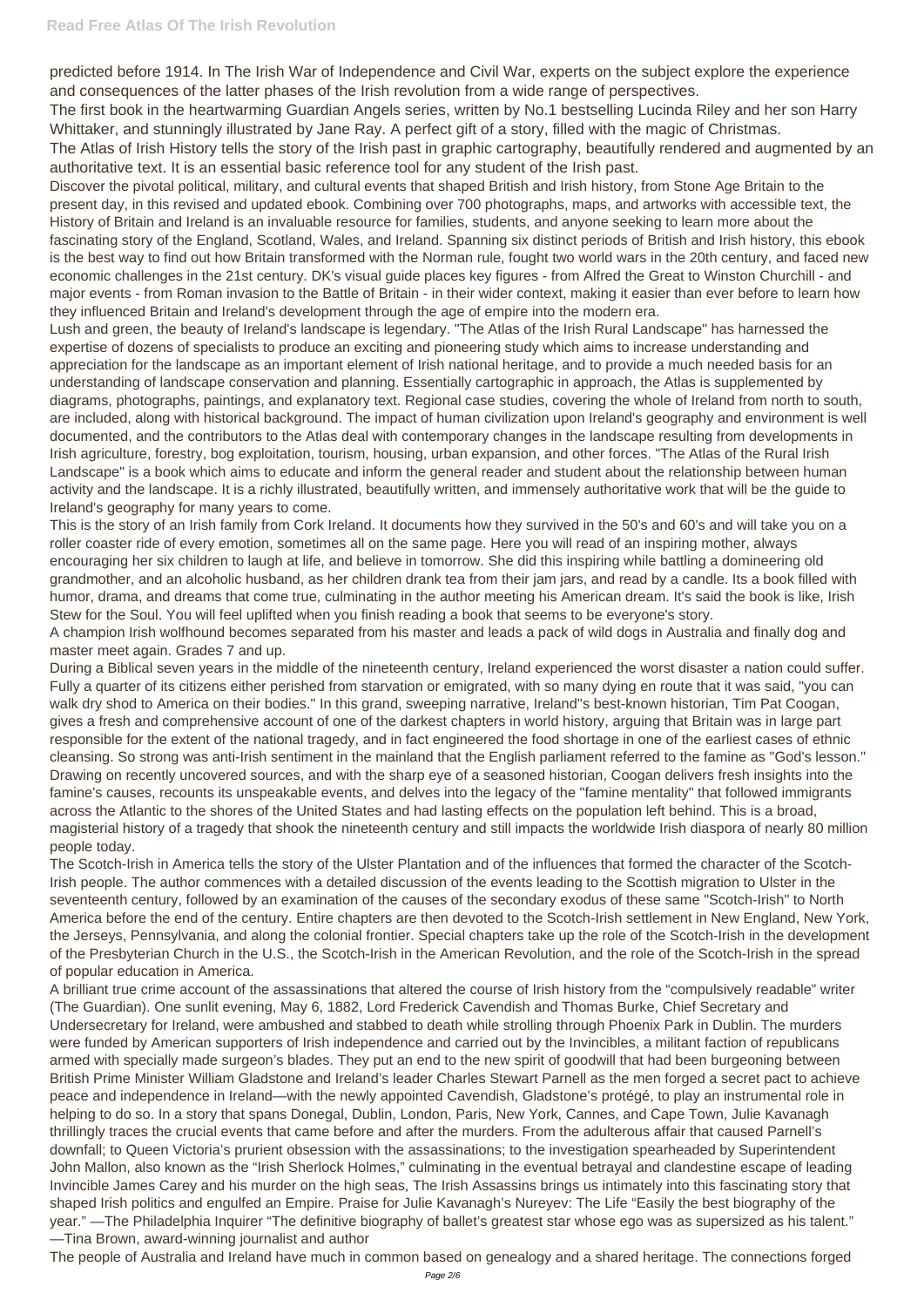predicted before 1914. In The Irish War of Independence and Civil War, experts on the subject explore the experience and consequences of the latter phases of the Irish revolution from a wide range of perspectives.

The first book in the heartwarming Guardian Angels series, written by No.1 bestselling Lucinda Riley and her son Harry Whittaker, and stunningly illustrated by Jane Ray. A perfect gift of a story, filled with the magic of Christmas.

The Atlas of Irish History tells the story of the Irish past in graphic cartography, beautifully rendered and augmented by an authoritative text. It is an essential basic reference tool for any student of the Irish past.

Discover the pivotal political, military, and cultural events that shaped British and Irish history, from Stone Age Britain to the present day, in this revised and updated ebook. Combining over 700 photographs, maps, and artworks with accessible text, the History of Britain and Ireland is an invaluable resource for families, students, and anyone seeking to learn more about the fascinating story of the England, Scotland, Wales, and Ireland. Spanning six distinct periods of British and Irish history, this ebook is the best way to find out how Britain transformed with the Norman rule, fought two world wars in the 20th century, and faced new economic challenges in the 21st century. DK's visual guide places key figures - from Alfred the Great to Winston Churchill - and major events - from Roman invasion to the Battle of Britain - in their wider context, making it easier than ever before to learn how they influenced Britain and Ireland's development through the age of empire into the modern era.

Lush and green, the beauty of Ireland's landscape is legendary. "The Atlas of the Irish Rural Landscape" has harnessed the expertise of dozens of specialists to produce an exciting and pioneering study which aims to increase understanding and appreciation for the landscape as an important element of Irish national heritage, and to provide a much needed basis for an understanding of landscape conservation and planning. Essentially cartographic in approach, the Atlas is supplemented by diagrams, photographs, paintings, and explanatory text. Regional case studies, covering the whole of Ireland from north to south, are included, along with historical background. The impact of human civilization upon Ireland's geography and environment is well documented, and the contributors to the Atlas deal with contemporary changes in the landscape resulting from developments in Irish agriculture, forestry, bog exploitation, tourism, housing, urban expansion, and other forces. "The Atlas of the Rural Irish Landscape" is a book which aims to educate and inform the general reader and student about the relationship between human activity and the landscape. It is a richly illustrated, beautifully written, and immensely authoritative work that will be the guide to Ireland's geography for many years to come.

This is the story of an Irish family from Cork Ireland. It documents how they survived in the 50's and 60's and will take you on a roller coaster ride of every emotion, sometimes all on the same page. Here you will read of an inspiring mother, always encouraging her six children to laugh at life, and believe in tomorrow. She did this inspiring while battling a domineering old grandmother, and an alcoholic husband, as her children drank tea from their jam jars, and read by a candle. Its a book filled with humor, drama, and dreams that come true, culminating in the author meeting his American dream. It's said the book is like, Irish Stew for the Soul. You will feel uplifted when you finish reading a book that seems to be everyone's story.

A champion Irish wolfhound becomes separated from his master and leads a pack of wild dogs in Australia and finally dog and master meet again. Grades 7 and up.

During a Biblical seven years in the middle of the nineteenth century, Ireland experienced the worst disaster a nation could suffer. Fully a quarter of its citizens either perished from starvation or emigrated, with so many dying en route that it was said, "you can walk dry shod to America on their bodies." In this grand, sweeping narrative, Ireland"s best-known historian, Tim Pat Coogan, gives a fresh and comprehensive account of one of the darkest chapters in world history, arguing that Britain was in large part responsible for the extent of the national tragedy, and in fact engineered the food shortage in one of the earliest cases of ethnic cleansing. So strong was anti-Irish sentiment in the mainland that the English parliament referred to the famine as "God's lesson." Drawing on recently uncovered sources, and with the sharp eye of a seasoned historian, Coogan delivers fresh insights into the famine's causes, recounts its unspeakable events, and delves into the legacy of the "famine mentality" that followed immigrants across the Atlantic to the shores of the United States and had lasting effects on the population left behind. This is a broad, magisterial history of a tragedy that shook the nineteenth century and still impacts the worldwide Irish diaspora of nearly 80 million people today.

The Scotch-Irish in America tells the story of the Ulster Plantation and of the influences that formed the character of the Scotch-Irish people. The author commences with a detailed discussion of the events leading to the Scottish migration to Ulster in the seventeenth century, followed by an examination of the causes of the secondary exodus of these same "Scotch-Irish" to North America before the end of the century. Entire chapters are then devoted to the Scotch-Irish settlement in New England, New York, the Jerseys, Pennsylvania, and along the colonial frontier. Special chapters take up the role of the Scotch-Irish in the development of the Presbyterian Church in the U.S., the Scotch-Irish in the American Revolution, and the role of the Scotch-Irish in the spread of popular education in America.

A brilliant true crime account of the assassinations that altered the course of Irish history from the "compulsively readable" writer (The Guardian). One sunlit evening, May 6, 1882, Lord Frederick Cavendish and Thomas Burke, Chief Secretary and Undersecretary for Ireland, were ambushed and stabbed to death while strolling through Phoenix Park in Dublin. The murders were funded by American supporters of Irish independence and carried out by the Invincibles, a militant faction of republicans armed with specially made surgeon's blades. They put an end to the new spirit of goodwill that had been burgeoning between British Prime Minister William Gladstone and Ireland's leader Charles Stewart Parnell as the men forged a secret pact to achieve peace and independence in Ireland—with the newly appointed Cavendish, Gladstone's protégé, to play an instrumental role in helping to do so. In a story that spans Donegal, Dublin, London, Paris, New York, Cannes, and Cape Town, Julie Kavanagh thrillingly traces the crucial events that came before and after the murders. From the adulterous affair that caused Parnell's downfall; to Queen Victoria's prurient obsession with the assassinations; to the investigation spearheaded by Superintendent John Mallon, also known as the "Irish Sherlock Holmes," culminating in the eventual betrayal and clandestine escape of leading Invincible James Carey and his murder on the high seas, The Irish Assassins brings us intimately into this fascinating story that shaped Irish politics and engulfed an Empire. Praise for Julie Kavanagh's Nureyev: The Life "Easily the best biography of the year." —The Philadelphia Inquirer "The definitive biography of ballet's greatest star whose ego was as supersized as his talent." —Tina Brown, award-winning journalist and author

The people of Australia and Ireland have much in common based on genealogy and a shared heritage. The connections forged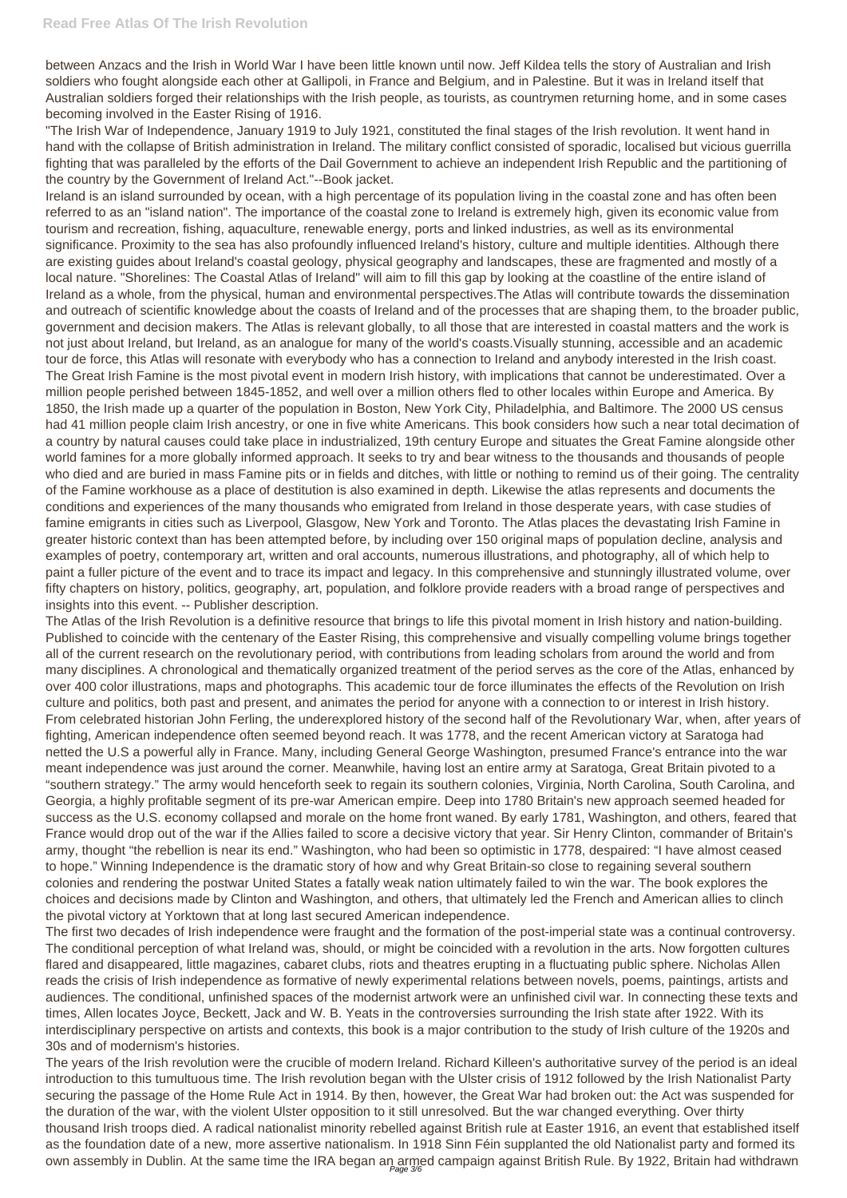between Anzacs and the Irish in World War I have been little known until now. Jeff Kildea tells the story of Australian and Irish soldiers who fought alongside each other at Gallipoli, in France and Belgium, and in Palestine. But it was in Ireland itself that Australian soldiers forged their relationships with the Irish people, as tourists, as countrymen returning home, and in some cases becoming involved in the Easter Rising of 1916.

"The Irish War of Independence, January 1919 to July 1921, constituted the final stages of the Irish revolution. It went hand in hand with the collapse of British administration in Ireland. The military conflict consisted of sporadic, localised but vicious guerrilla fighting that was paralleled by the efforts of the Dail Government to achieve an independent Irish Republic and the partitioning of the country by the Government of Ireland Act."--Book jacket.

Ireland is an island surrounded by ocean, with a high percentage of its population living in the coastal zone and has often been referred to as an "island nation". The importance of the coastal zone to Ireland is extremely high, given its economic value from tourism and recreation, fishing, aquaculture, renewable energy, ports and linked industries, as well as its environmental significance. Proximity to the sea has also profoundly influenced Ireland's history, culture and multiple identities. Although there are existing guides about Ireland's coastal geology, physical geography and landscapes, these are fragmented and mostly of a local nature. "Shorelines: The Coastal Atlas of Ireland" will aim to fill this gap by looking at the coastline of the entire island of Ireland as a whole, from the physical, human and environmental perspectives.The Atlas will contribute towards the dissemination and outreach of scientific knowledge about the coasts of Ireland and of the processes that are shaping them, to the broader public, government and decision makers. The Atlas is relevant globally, to all those that are interested in coastal matters and the work is not just about Ireland, but Ireland, as an analogue for many of the world's coasts.Visually stunning, accessible and an academic tour de force, this Atlas will resonate with everybody who has a connection to Ireland and anybody interested in the Irish coast.

The Great Irish Famine is the most pivotal event in modern Irish history, with implications that cannot be underestimated. Over a million people perished between 1845-1852, and well over a million others fled to other locales within Europe and America. By 1850, the Irish made up a quarter of the population in Boston, New York City, Philadelphia, and Baltimore. The 2000 US census had 41 million people claim Irish ancestry, or one in five white Americans. This book considers how such a near total decimation of a country by natural causes could take place in industrialized, 19th century Europe and situates the Great Famine alongside other world famines for a more globally informed approach. It seeks to try and bear witness to the thousands and thousands of people who died and are buried in mass Famine pits or in fields and ditches, with little or nothing to remind us of their going. The centrality of the Famine workhouse as a place of destitution is also examined in depth. Likewise the atlas represents and documents the conditions and experiences of the many thousands who emigrated from Ireland in those desperate years, with case studies of famine emigrants in cities such as Liverpool, Glasgow, New York and Toronto. The Atlas places the devastating Irish Famine in greater historic context than has been attempted before, by including over 150 original maps of population decline, analysis and examples of poetry, contemporary art, written and oral accounts, numerous illustrations, and photography, all of which help to paint a fuller picture of the event and to trace its impact and legacy. In this comprehensive and stunningly illustrated volume, over fifty chapters on history, politics, geography, art, population, and folklore provide readers with a broad range of perspectives and insights into this event. -- Publisher description.

The Atlas of the Irish Revolution is a definitive resource that brings to life this pivotal moment in Irish history and nation-building. Published to coincide with the centenary of the Easter Rising, this comprehensive and visually compelling volume brings together all of the current research on the revolutionary period, with contributions from leading scholars from around the world and from many disciplines. A chronological and thematically organized treatment of the period serves as the core of the Atlas, enhanced by over 400 color illustrations, maps and photographs. This academic tour de force illuminates the effects of the Revolution on Irish culture and politics, both past and present, and animates the period for anyone with a connection to or interest in Irish history.

From celebrated historian John Ferling, the underexplored history of the second half of the Revolutionary War, when, after years of fighting, American independence often seemed beyond reach. It was 1778, and the recent American victory at Saratoga had netted the U.S a powerful ally in France. Many, including General George Washington, presumed France's entrance into the war meant independence was just around the corner. Meanwhile, having lost an entire army at Saratoga, Great Britain pivoted to a "southern strategy." The army would henceforth seek to regain its southern colonies, Virginia, North Carolina, South Carolina, and Georgia, a highly profitable segment of its pre-war American empire. Deep into 1780 Britain's new approach seemed headed for success as the U.S. economy collapsed and morale on the home front waned. By early 1781, Washington, and others, feared that France would drop out of the war if the Allies failed to score a decisive victory that year. Sir Henry Clinton, commander of Britain's army, thought "the rebellion is near its end." Washington, who had been so optimistic in 1778, despaired: "I have almost ceased to hope." Winning Independence is the dramatic story of how and why Great Britain-so close to regaining several southern colonies and rendering the postwar United States a fatally weak nation ultimately failed to win the war. The book explores the choices and decisions made by Clinton and Washington, and others, that ultimately led the French and American allies to clinch the pivotal victory at Yorktown that at long last secured American independence.

The first two decades of Irish independence were fraught and the formation of the post-imperial state was a continual controversy. The conditional perception of what Ireland was, should, or might be coincided with a revolution in the arts. Now forgotten cultures flared and disappeared, little magazines, cabaret clubs, riots and theatres erupting in a fluctuating public sphere. Nicholas Allen reads the crisis of Irish independence as formative of newly experimental relations between novels, poems, paintings, artists and audiences. The conditional, unfinished spaces of the modernist artwork were an unfinished civil war. In connecting these texts and times, Allen locates Joyce, Beckett, Jack and W. B. Yeats in the controversies surrounding the Irish state after 1922. With its interdisciplinary perspective on artists and contexts, this book is a major contribution to the study of Irish culture of the 1920s and 30s and of modernism's histories.

The years of the Irish revolution were the crucible of modern Ireland. Richard Killeen's authoritative survey of the period is an ideal introduction to this tumultuous time. The Irish revolution began with the Ulster crisis of 1912 followed by the Irish Nationalist Party securing the passage of the Home Rule Act in 1914. By then, however, the Great War had broken out: the Act was suspended for the duration of the war, with the violent Ulster opposition to it still unresolved. But the war changed everything. Over thirty thousand Irish troops died. A radical nationalist minority rebelled against British rule at Easter 1916, an event that established itself as the foundation date of a new, more assertive nationalism. In 1918 Sinn Féin supplanted the old Nationalist party and formed its own assembly in Dublin. At the same time the IRA began an armed campaign against British Rule. By 1922, Britain had withdrawn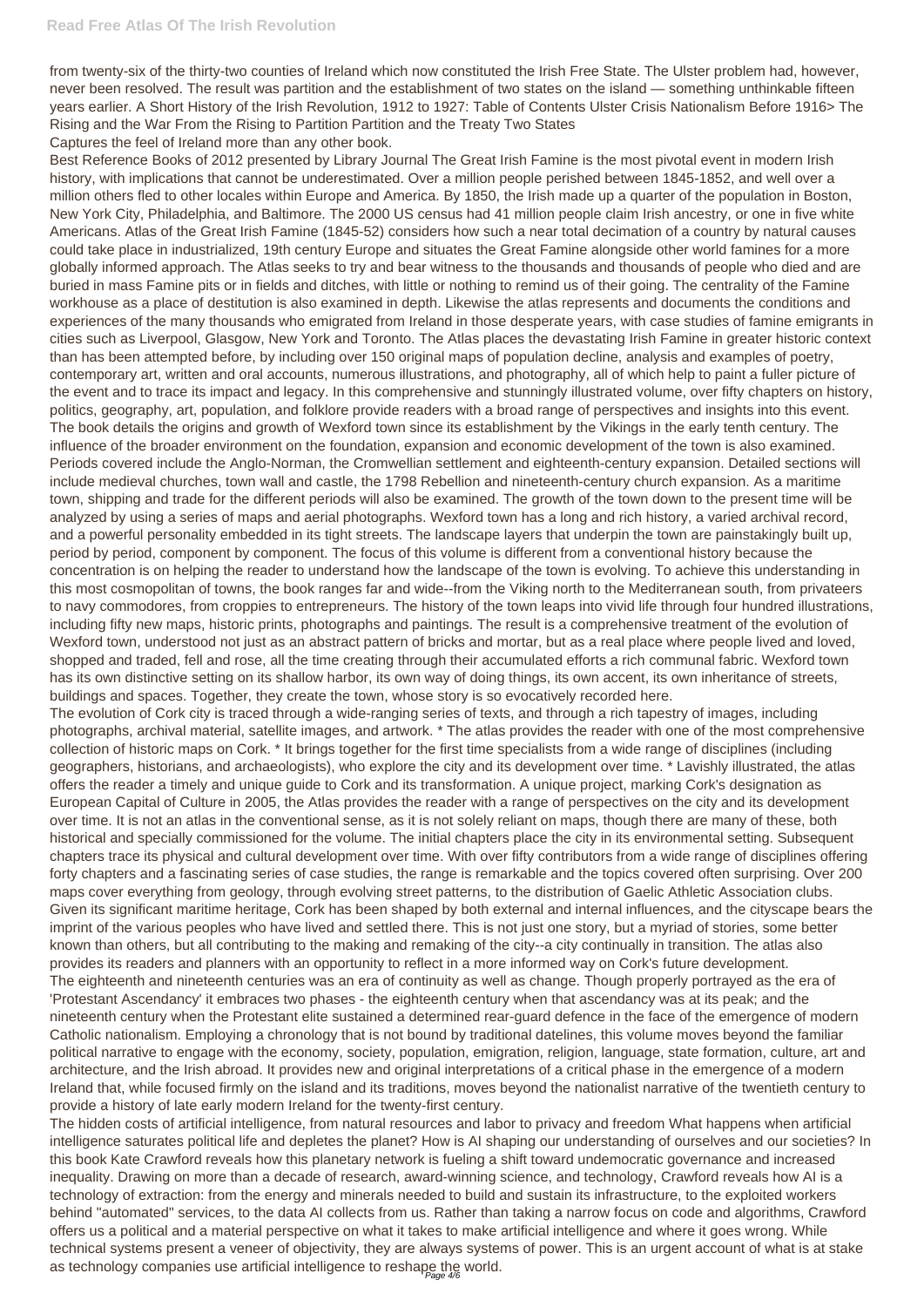from twenty-six of the thirty-two counties of Ireland which now constituted the Irish Free State. The Ulster problem had, however, never been resolved. The result was partition and the establishment of two states on the island — something unthinkable fifteen years earlier. A Short History of the Irish Revolution, 1912 to 1927: Table of Contents Ulster Crisis Nationalism Before 1916> The Rising and the War From the Rising to Partition Partition and the Treaty Two States

Captures the feel of Ireland more than any other book.

Best Reference Books of 2012 presented by Library Journal The Great Irish Famine is the most pivotal event in modern Irish history, with implications that cannot be underestimated. Over a million people perished between 1845-1852, and well over a million others fled to other locales within Europe and America. By 1850, the Irish made up a quarter of the population in Boston, New York City, Philadelphia, and Baltimore. The 2000 US census had 41 million people claim Irish ancestry, or one in five white Americans. Atlas of the Great Irish Famine (1845-52) considers how such a near total decimation of a country by natural causes could take place in industrialized, 19th century Europe and situates the Great Famine alongside other world famines for a more globally informed approach. The Atlas seeks to try and bear witness to the thousands and thousands of people who died and are buried in mass Famine pits or in fields and ditches, with little or nothing to remind us of their going. The centrality of the Famine workhouse as a place of destitution is also examined in depth. Likewise the atlas represents and documents the conditions and experiences of the many thousands who emigrated from Ireland in those desperate years, with case studies of famine emigrants in cities such as Liverpool, Glasgow, New York and Toronto. The Atlas places the devastating Irish Famine in greater historic context than has been attempted before, by including over 150 original maps of population decline, analysis and examples of poetry, contemporary art, written and oral accounts, numerous illustrations, and photography, all of which help to paint a fuller picture of the event and to trace its impact and legacy. In this comprehensive and stunningly illustrated volume, over fifty chapters on history, politics, geography, art, population, and folklore provide readers with a broad range of perspectives and insights into this event.

The book details the origins and growth of Wexford town since its establishment by the Vikings in the early tenth century. The influence of the broader environment on the foundation, expansion and economic development of the town is also examined. Periods covered include the Anglo-Norman, the Cromwellian settlement and eighteenth-century expansion. Detailed sections will include medieval churches, town wall and castle, the 1798 Rebellion and nineteenth-century church expansion. As a maritime town, shipping and trade for the different periods will also be examined. The growth of the town down to the present time will be analyzed by using a series of maps and aerial photographs. Wexford town has a long and rich history, a varied archival record, and a powerful personality embedded in its tight streets. The landscape layers that underpin the town are painstakingly built up, period by period, component by component. The focus of this volume is different from a conventional history because the concentration is on helping the reader to understand how the landscape of the town is evolving. To achieve this understanding in this most cosmopolitan of towns, the book ranges far and wide--from the Viking north to the Mediterranean south, from privateers to navy commodores, from croppies to entrepreneurs. The history of the town leaps into vivid life through four hundred illustrations, including fifty new maps, historic prints, photographs and paintings. The result is a comprehensive treatment of the evolution of Wexford town, understood not just as an abstract pattern of bricks and mortar, but as a real place where people lived and loved, shopped and traded, fell and rose, all the time creating through their accumulated efforts a rich communal fabric. Wexford town has its own distinctive setting on its shallow harbor, its own way of doing things, its own accent, its own inheritance of streets, buildings and spaces. Together, they create the town, whose story is so evocatively recorded here.

The evolution of Cork city is traced through a wide-ranging series of texts, and through a rich tapestry of images, including photographs, archival material, satellite images, and artwork. * The atlas provides the reader with one of the most comprehensive collection of historic maps on Cork. * It brings together for the first time specialists from a wide range of disciplines (including geographers, historians, and archaeologists), who explore the city and its development over time. * Lavishly illustrated, the atlas offers the reader a timely and unique guide to Cork and its transformation. A unique project, marking Cork's designation as European Capital of Culture in 2005, the Atlas provides the reader with a range of perspectives on the city and its development over time. It is not an atlas in the conventional sense, as it is not solely reliant on maps, though there are many of these, both historical and specially commissioned for the volume. The initial chapters place the city in its environmental setting. Subsequent chapters trace its physical and cultural development over time. With over fifty contributors from a wide range of disciplines offering forty chapters and a fascinating series of case studies, the range is remarkable and the topics covered often surprising. Over 200 maps cover everything from geology, through evolving street patterns, to the distribution of Gaelic Athletic Association clubs. Given its significant maritime heritage, Cork has been shaped by both external and internal influences, and the cityscape bears the imprint of the various peoples who have lived and settled there. This is not just one story, but a myriad of stories, some better known than others, but all contributing to the making and remaking of the city--a city continually in transition. The atlas also provides its readers and planners with an opportunity to reflect in a more informed way on Cork's future development.

The eighteenth and nineteenth centuries was an era of continuity as well as change. Though properly portrayed as the era of 'Protestant Ascendancy' it embraces two phases - the eighteenth century when that ascendancy was at its peak; and the nineteenth century when the Protestant elite sustained a determined rear-guard defence in the face of the emergence of modern Catholic nationalism. Employing a chronology that is not bound by traditional datelines, this volume moves beyond the familiar political narrative to engage with the economy, society, population, emigration, religion, language, state formation, culture, art and architecture, and the Irish abroad. It provides new and original interpretations of a critical phase in the emergence of a modern Ireland that, while focused firmly on the island and its traditions, moves beyond the nationalist narrative of the twentieth century to provide a history of late early modern Ireland for the twenty-first century.

The hidden costs of artificial intelligence, from natural resources and labor to privacy and freedom What happens when artificial intelligence saturates political life and depletes the planet? How is AI shaping our understanding of ourselves and our societies? In this book Kate Crawford reveals how this planetary network is fueling a shift toward undemocratic governance and increased inequality. Drawing on more than a decade of research, award-winning science, and technology, Crawford reveals how AI is a technology of extraction: from the energy and minerals needed to build and sustain its infrastructure, to the exploited workers behind "automated" services, to the data AI collects from us. Rather than taking a narrow focus on code and algorithms, Crawford offers us a political and a material perspective on what it takes to make artificial intelligence and where it goes wrong. While technical systems present a veneer of objectivity, they are always systems of power. This is an urgent account of what is at stake as technology companies use artificial intelligence to reshape the world.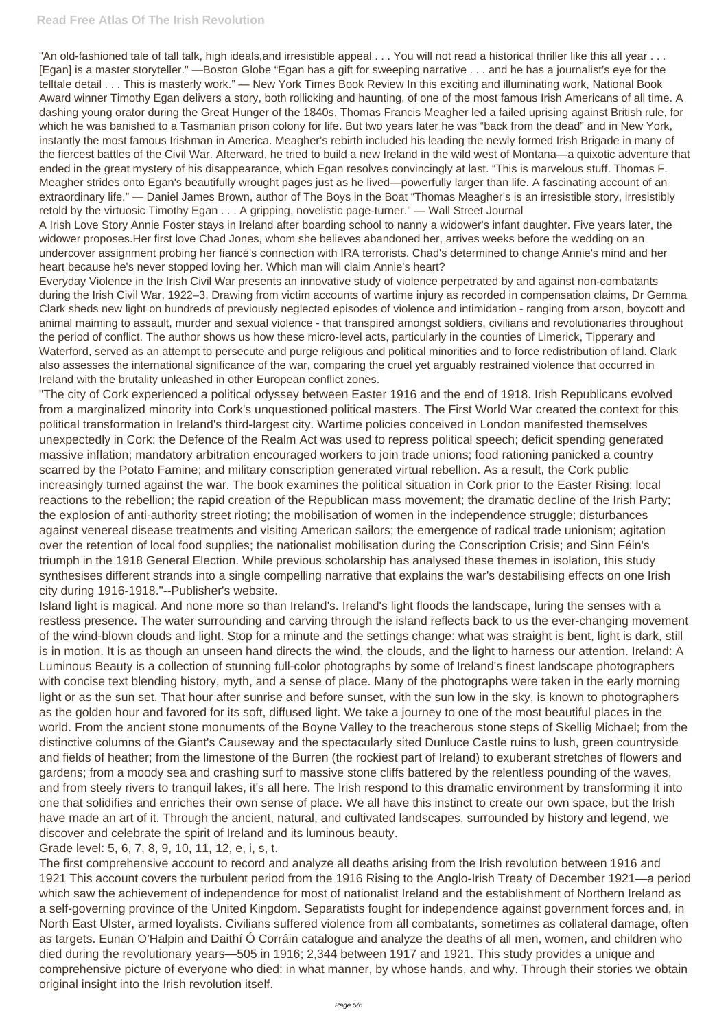"An old-fashioned tale of tall talk, high ideals,and irresistible appeal . . . You will not read a historical thriller like this all year . . . [Egan] is a master storyteller." —Boston Globe "Egan has a gift for sweeping narrative . . . and he has a journalist's eye for the telltale detail . . . This is masterly work." — New York Times Book Review In this exciting and illuminating work, National Book Award winner Timothy Egan delivers a story, both rollicking and haunting, of one of the most famous Irish Americans of all time. A dashing young orator during the Great Hunger of the 1840s, Thomas Francis Meagher led a failed uprising against British rule, for which he was banished to a Tasmanian prison colony for life. But two years later he was "back from the dead" and in New York, instantly the most famous Irishman in America. Meagher's rebirth included his leading the newly formed Irish Brigade in many of the fiercest battles of the Civil War. Afterward, he tried to build a new Ireland in the wild west of Montana—a quixotic adventure that ended in the great mystery of his disappearance, which Egan resolves convincingly at last. "This is marvelous stuff. Thomas F. Meagher strides onto Egan's beautifully wrought pages just as he lived—powerfully larger than life. A fascinating account of an extraordinary life." — Daniel James Brown, author of The Boys in the Boat "Thomas Meagher's is an irresistible story, irresistibly retold by the virtuosic Timothy Egan . . . A gripping, novelistic page-turner." — Wall Street Journal

A Irish Love Story Annie Foster stays in Ireland after boarding school to nanny a widower's infant daughter. Five years later, the widower proposes.Her first love Chad Jones, whom she believes abandoned her, arrives weeks before the wedding on an undercover assignment probing her fiancé's connection with IRA terrorists. Chad's determined to change Annie's mind and her heart because he's never stopped loving her. Which man will claim Annie's heart?

Everyday Violence in the Irish Civil War presents an innovative study of violence perpetrated by and against non-combatants during the Irish Civil War, 1922–3. Drawing from victim accounts of wartime injury as recorded in compensation claims, Dr Gemma Clark sheds new light on hundreds of previously neglected episodes of violence and intimidation - ranging from arson, boycott and animal maiming to assault, murder and sexual violence - that transpired amongst soldiers, civilians and revolutionaries throughout the period of conflict. The author shows us how these micro-level acts, particularly in the counties of Limerick, Tipperary and Waterford, served as an attempt to persecute and purge religious and political minorities and to force redistribution of land. Clark also assesses the international significance of the war, comparing the cruel yet arguably restrained violence that occurred in Ireland with the brutality unleashed in other European conflict zones.

"The city of Cork experienced a political odyssey between Easter 1916 and the end of 1918. Irish Republicans evolved from a marginalized minority into Cork's unquestioned political masters. The First World War created the context for this political transformation in Ireland's third-largest city. Wartime policies conceived in London manifested themselves unexpectedly in Cork: the Defence of the Realm Act was used to repress political speech; deficit spending generated massive inflation; mandatory arbitration encouraged workers to join trade unions; food rationing panicked a country scarred by the Potato Famine; and military conscription generated virtual rebellion. As a result, the Cork public increasingly turned against the war. The book examines the political situation in Cork prior to the Easter Rising; local reactions to the rebellion; the rapid creation of the Republican mass movement; the dramatic decline of the Irish Party; the explosion of anti-authority street rioting; the mobilisation of women in the independence struggle; disturbances against venereal disease treatments and visiting American sailors; the emergence of radical trade unionism; agitation over the retention of local food supplies; the nationalist mobilisation during the Conscription Crisis; and Sinn Féin's triumph in the 1918 General Election. While previous scholarship has analysed these themes in isolation, this study synthesises different strands into a single compelling narrative that explains the war's destabilising effects on one Irish city during 1916-1918."--Publisher's website.

Island light is magical. And none more so than Ireland's. Ireland's light floods the landscape, luring the senses with a restless presence. The water surrounding and carving through the island reflects back to us the ever-changing movement of the wind-blown clouds and light. Stop for a minute and the settings change: what was straight is bent, light is dark, still is in motion. It is as though an unseen hand directs the wind, the clouds, and the light to harness our attention. Ireland: A Luminous Beauty is a collection of stunning full-color photographs by some of Ireland's finest landscape photographers with concise text blending history, myth, and a sense of place. Many of the photographs were taken in the early morning light or as the sun set. That hour after sunrise and before sunset, with the sun low in the sky, is known to photographers as the golden hour and favored for its soft, diffused light. We take a journey to one of the most beautiful places in the world. From the ancient stone monuments of the Boyne Valley to the treacherous stone steps of Skellig Michael; from the distinctive columns of the Giant's Causeway and the spectacularly sited Dunluce Castle ruins to lush, green countryside and fields of heather; from the limestone of the Burren (the rockiest part of Ireland) to exuberant stretches of flowers and gardens; from a moody sea and crashing surf to massive stone cliffs battered by the relentless pounding of the waves, and from steely rivers to tranquil lakes, it's all here. The Irish respond to this dramatic environment by transforming it into one that solidifies and enriches their own sense of place. We all have this instinct to create our own space, but the Irish have made an art of it. Through the ancient, natural, and cultivated landscapes, surrounded by history and legend, we discover and celebrate the spirit of Ireland and its luminous beauty.

Grade level: 5, 6, 7, 8, 9, 10, 11, 12, e, i, s, t.

The first comprehensive account to record and analyze all deaths arising from the Irish revolution between 1916 and 1921 This account covers the turbulent period from the 1916 Rising to the Anglo-Irish Treaty of December 1921—a period which saw the achievement of independence for most of nationalist Ireland and the establishment of Northern Ireland as a self-governing province of the United Kingdom. Separatists fought for independence against government forces and, in North East Ulster, armed loyalists. Civilians suffered violence from all combatants, sometimes as collateral damage, often as targets. Eunan O'Halpin and Daithí Ó Corráin catalogue and analyze the deaths of all men, women, and children who died during the revolutionary years—505 in 1916; 2,344 between 1917 and 1921. This study provides a unique and comprehensive picture of everyone who died: in what manner, by whose hands, and why. Through their stories we obtain original insight into the Irish revolution itself.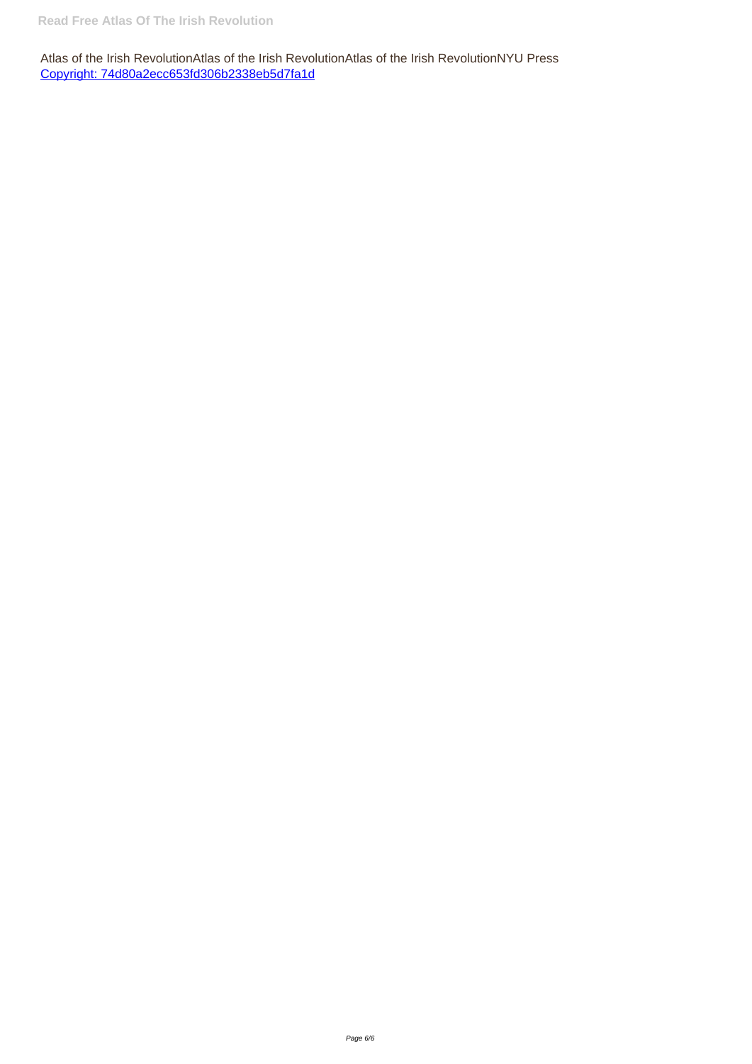Atlas of the Irish RevolutionAtlas of the Irish RevolutionAtlas of the Irish RevolutionNYU Press
Copyright: 74d80a2ecc653fd306b2338eb5d7fa1d